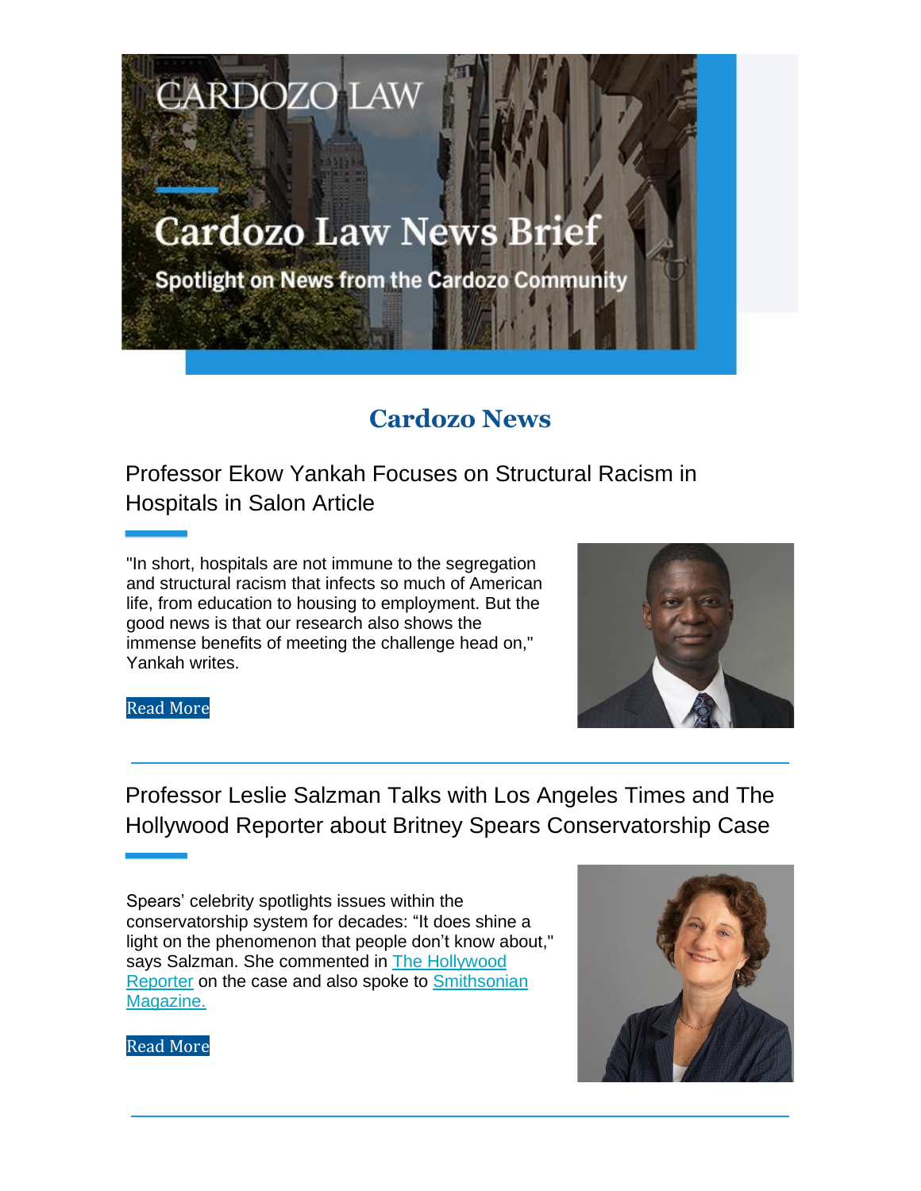# Cardozo Law News Brief

Spotlight on News from the Cardozo Community

## Cardozo News

### Professor Ekow Yankah Focuses on Structural Racism in Hospitals in Salon Article

"In short, hospitals are not immune to the segregation and structural racism that infects so much of American life, from education to housing to employment. But the good news is that our research also shows the immense benefits of meeting the challenge head on," Yankah writes.

Read More

---

### Professor Leslie Salzman Talks with Los Angeles Times and The Hollywood Reporter about Britney Spears Conservatorship Case

Spears' celebrity spotlights issues within the conservatorship system for decades: "It does shine a light on the phenomenon that people don't know about," says Salzman. She commented in The Hollywood Reporter on the case and also spoke to Smithsonian Magazine.

Read More

---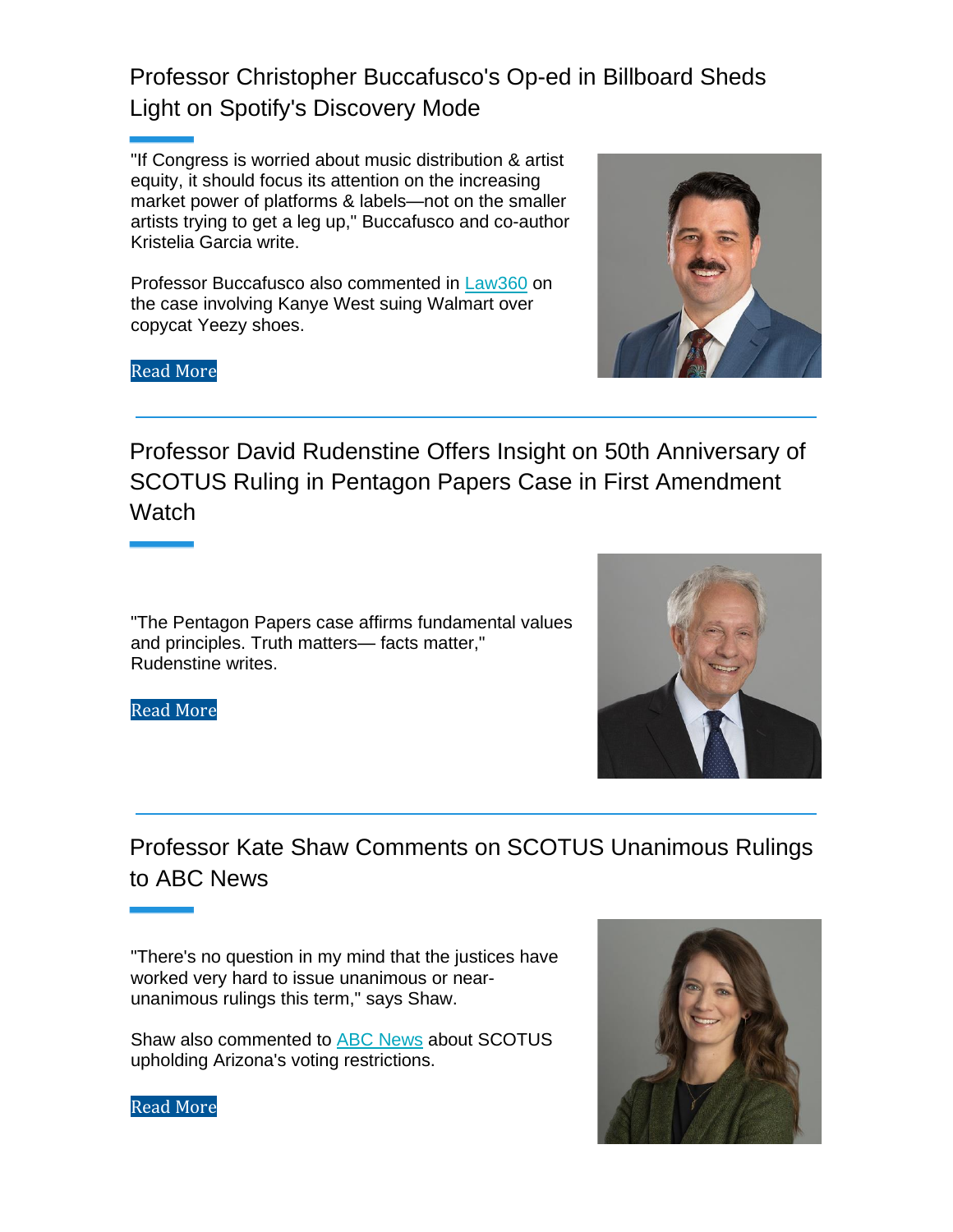## Professor Christopher Buccafusco's Op-ed in Billboard Sheds Light on Spotify's Discovery Mode

"If Congress is worried about music distribution & artist equity, it should focus its attention on the increasing market power of platforms & labels—not on the smaller artists trying to get a leg up," Buccafusco and co-author Kristelia Garcia write.

Professor Buccafusco also commented in Law360 on the case involving Kanye West suing Walmart over copycat Yeezy shoes.

Read More

---

## Professor David Rudenstine Offers Insight on 50th Anniversary of SCOTUS Ruling in Pentagon Papers Case in First Amendment Watch

"The Pentagon Papers case affirms fundamental values and principles. Truth matters— facts matter," Rudenstine writes.

Read More

---

## Professor Kate Shaw Comments on SCOTUS Unanimous Rulings to ABC News

"There's no question in my mind that the justices have worked very hard to issue unanimous or near-unanimous rulings this term," says Shaw.

Shaw also commented to ABC News about SCOTUS upholding Arizona's voting restrictions.

Read More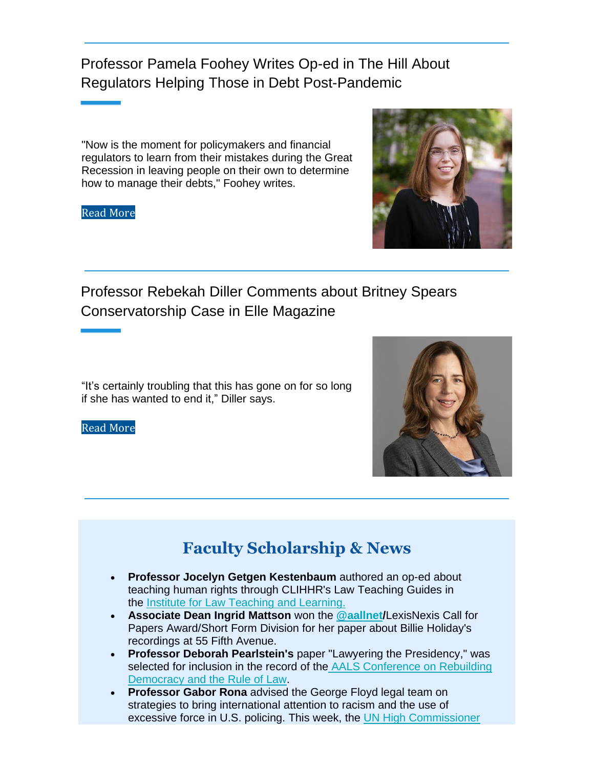## Professor Pamela Foohey Writes Op-ed in The Hill About Regulators Helping Those in Debt Post-Pandemic

"Now is the moment for policymakers and financial regulators to learn from their mistakes during the Great Recession in leaving people on their own to determine how to manage their debts," Foohey writes.

Read More

---

## Professor Rebekah Diller Comments about Britney Spears Conservatorship Case in Elle Magazine

"It's certainly troubling that this has gone on for so long if she has wanted to end it," Diller says.

Read More

---

## Faculty Scholarship & News

- **Professor Jocelyn Getgen Kestenbaum** authored an op-ed about teaching human rights through CLIHHR's Law Teaching Guides in the Institute for Law Teaching and Learning.
- **Associate Dean Ingrid Mattson** won the **@aallnet**/LexisNexis Call for Papers Award/Short Form Division for her paper about Billie Holiday's recordings at 55 Fifth Avenue.
- **Professor Deborah Pearlstein's** paper "Lawyering the Presidency," was selected for inclusion in the record of the AALS Conference on Rebuilding Democracy and the Rule of Law.
- **Professor Gabor Rona** advised the George Floyd legal team on strategies to bring international attention to racism and the use of excessive force in U.S. policing. This week, the UN High Commissioner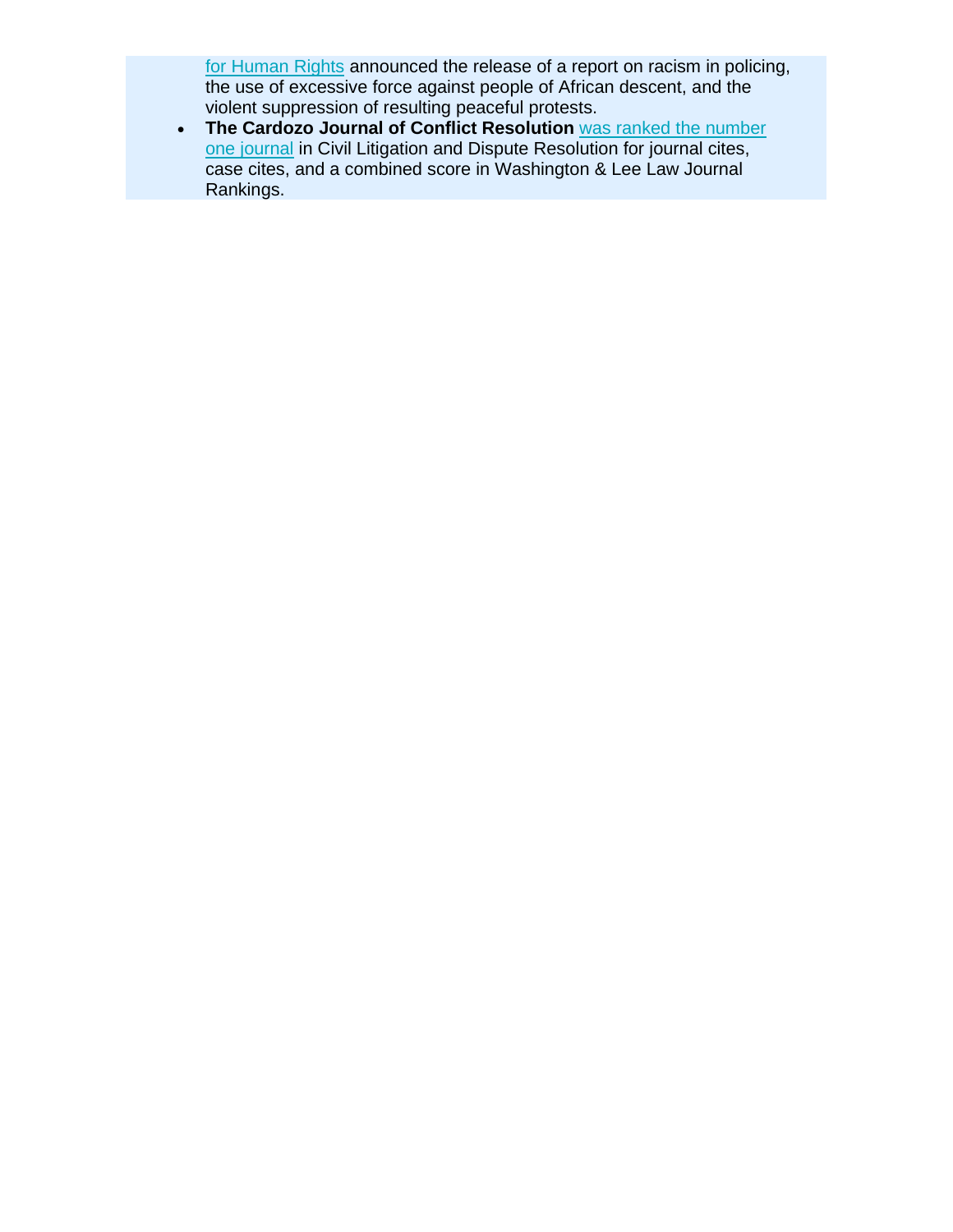for Human Rights announced the release of a report on racism in policing, the use of excessive force against people of African descent, and the violent suppression of resulting peaceful protests.

- **The Cardozo Journal of Conflict Resolution** was ranked the number one journal in Civil Litigation and Dispute Resolution for journal cites, case cites, and a combined score in Washington & Lee Law Journal Rankings.